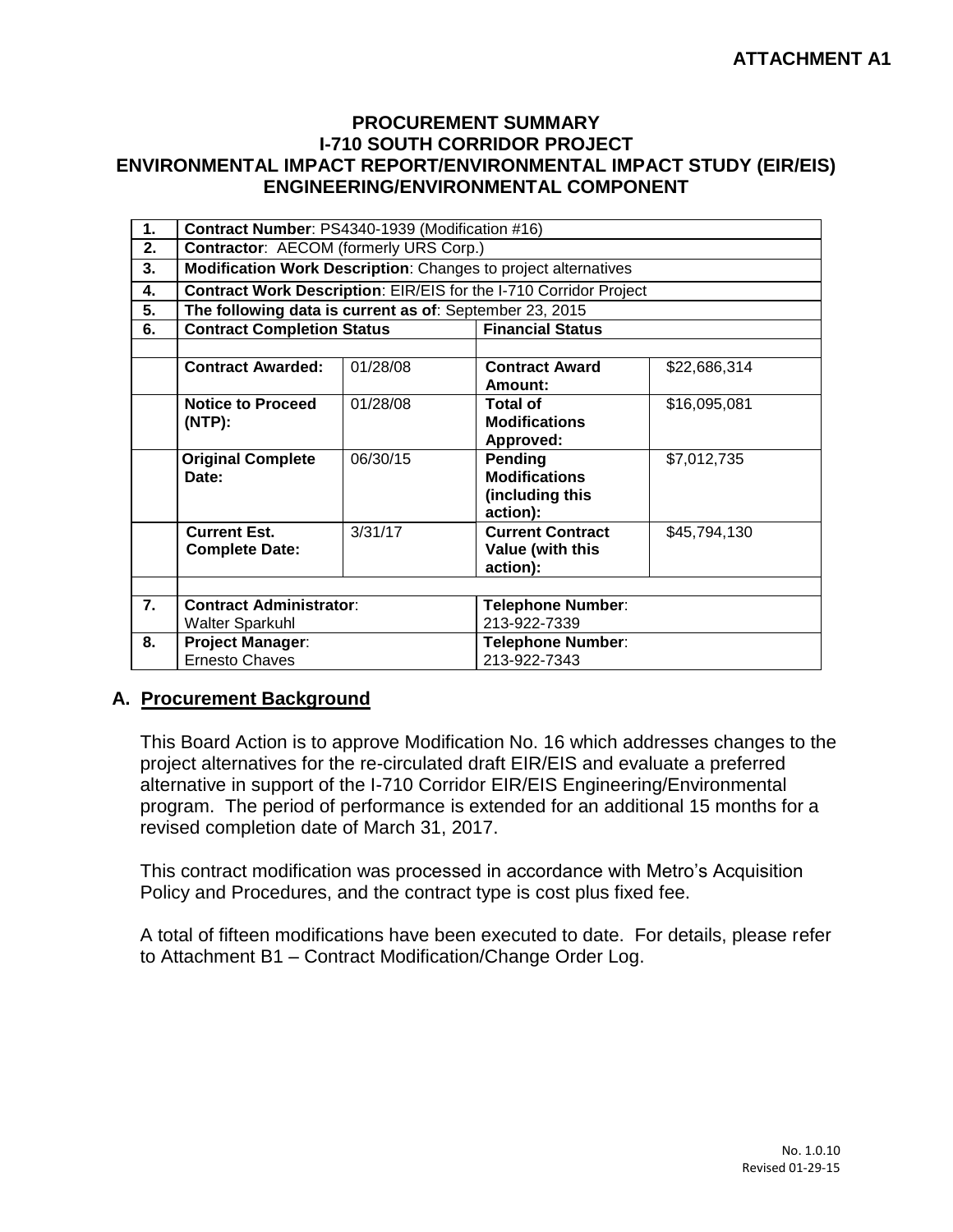**ATTACHMENT A1**

# PROCUREMENT SUMMARY
# I-710 SOUTH CORRIDOR PROJECT
# ENVIRONMENTAL IMPACT REPORT/ENVIRONMENTAL IMPACT STUDY (EIR/EIS) ENGINEERING/ENVIRONMENTAL COMPONENT

| | | | | |
|---|---|---|---|---|
| **1.** | **Contract Number**: PS4340-1939 (Modification #16) | | | |
| **2.** | **Contractor**: AECOM (formerly URS Corp.) | | | |
| **3.** | **Modification Work Description**: Changes to project alternatives | | | |
| **4.** | **Contract Work Description**: EIR/EIS for the I-710 Corridor Project | | | |
| **5.** | **The following data is current as of**: September 23, 2015 | | | |
| **6.** | **Contract Completion Status** | | **Financial Status** | |
| | | | | |
| | **Contract Awarded:** | 01/28/08 | **Contract Award Amount:** | $22,686,314 |
| | **Notice to Proceed (NTP):** | 01/28/08 | **Total of Modifications Approved:** | $16,095,081 |
| | **Original Complete Date:** | 06/30/15 | **Pending Modifications (including this action):** | $7,012,735 |
| | **Current Est. Complete Date:** | 3/31/17 | **Current Contract Value (with this action):** | $45,794,130 |
| | | | | |
| **7.** | **Contract Administrator**: Walter Sparkuhl | | **Telephone Number**: 213-922-7339 | |
| **8.** | **Project Manager**: Ernesto Chaves | | **Telephone Number**: 213-922-7343 | |

## A. Procurement Background

This Board Action is to approve Modification No. 16 which addresses changes to the project alternatives for the re-circulated draft EIR/EIS and evaluate a preferred alternative in support of the I-710 Corridor EIR/EIS Engineering/Environmental program. The period of performance is extended for an additional 15 months for a revised completion date of March 31, 2017.

This contract modification was processed in accordance with Metro's Acquisition Policy and Procedures, and the contract type is cost plus fixed fee.

A total of fifteen modifications have been executed to date. For details, please refer to Attachment B1 – Contract Modification/Change Order Log.

No. 1.0.10
Revised 01-29-15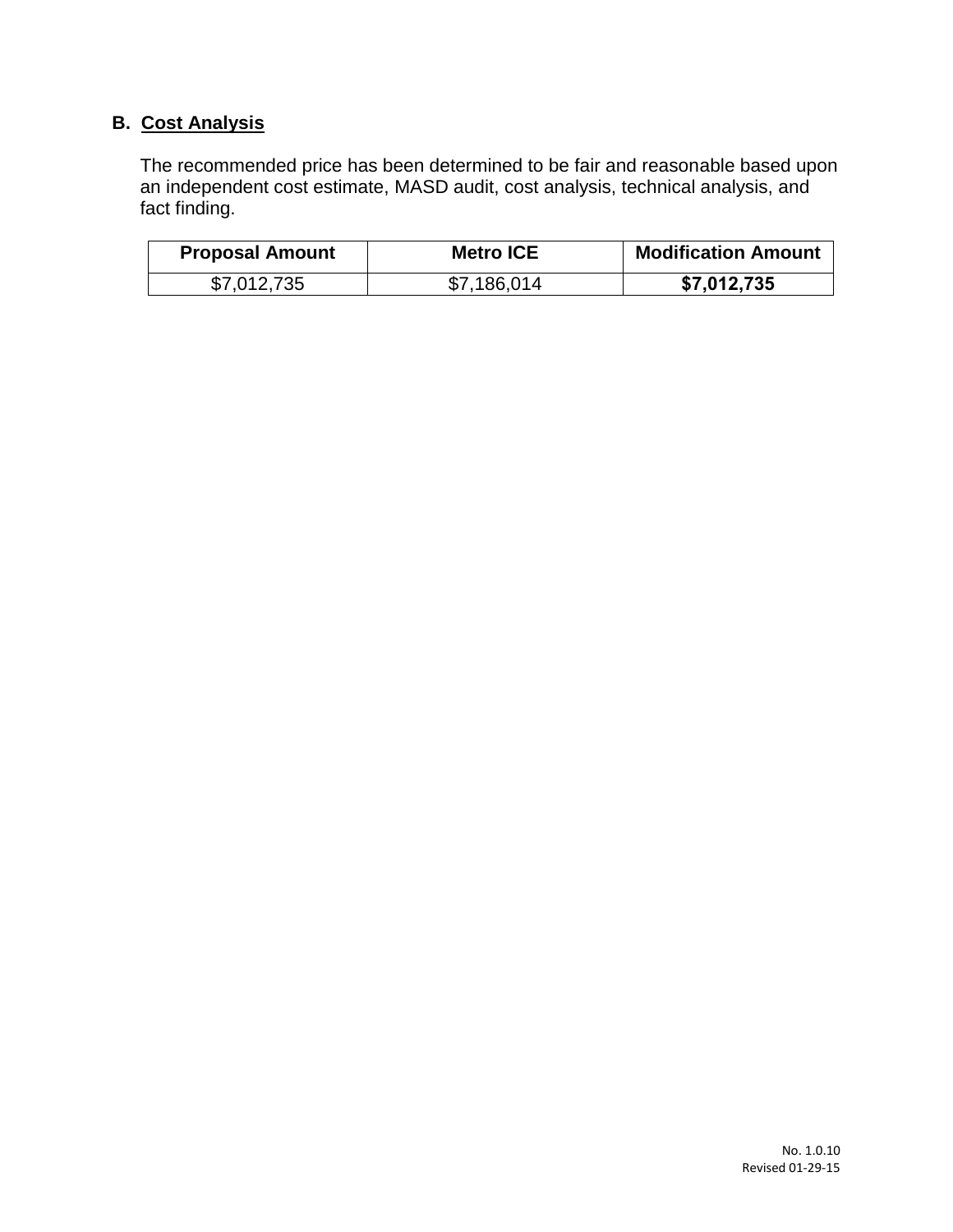## B. Cost Analysis

The recommended price has been determined to be fair and reasonable based upon an independent cost estimate, MASD audit, cost analysis, technical analysis, and fact finding.

| Proposal Amount | Metro ICE | Modification Amount |
|---|---|---|
| $7,012,735 | $7,186,014 | **$7,012,735** |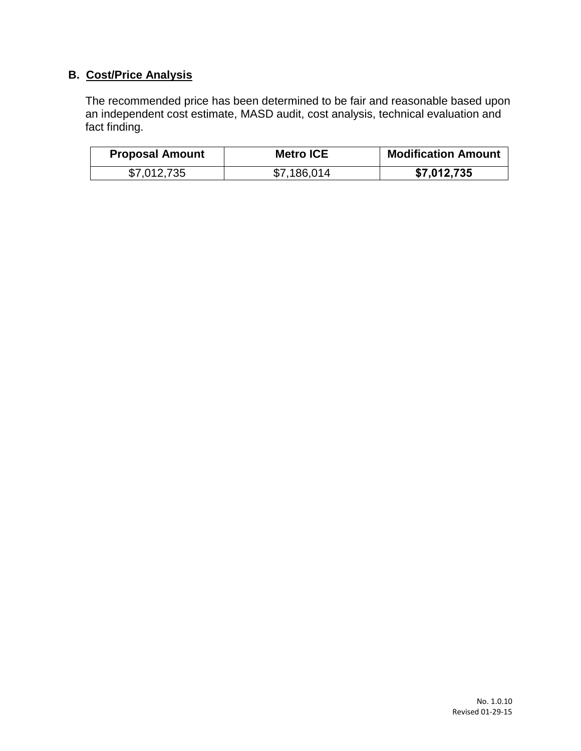## B. Cost/Price Analysis

The recommended price has been determined to be fair and reasonable based upon an independent cost estimate, MASD audit, cost analysis, technical evaluation and fact finding.

| Proposal Amount | Metro ICE | Modification Amount |
|---|---|---|
| $7,012,735 | $7,186,014 | **$7,012,735** |

No. 1.0.10
Revised 01-29-15